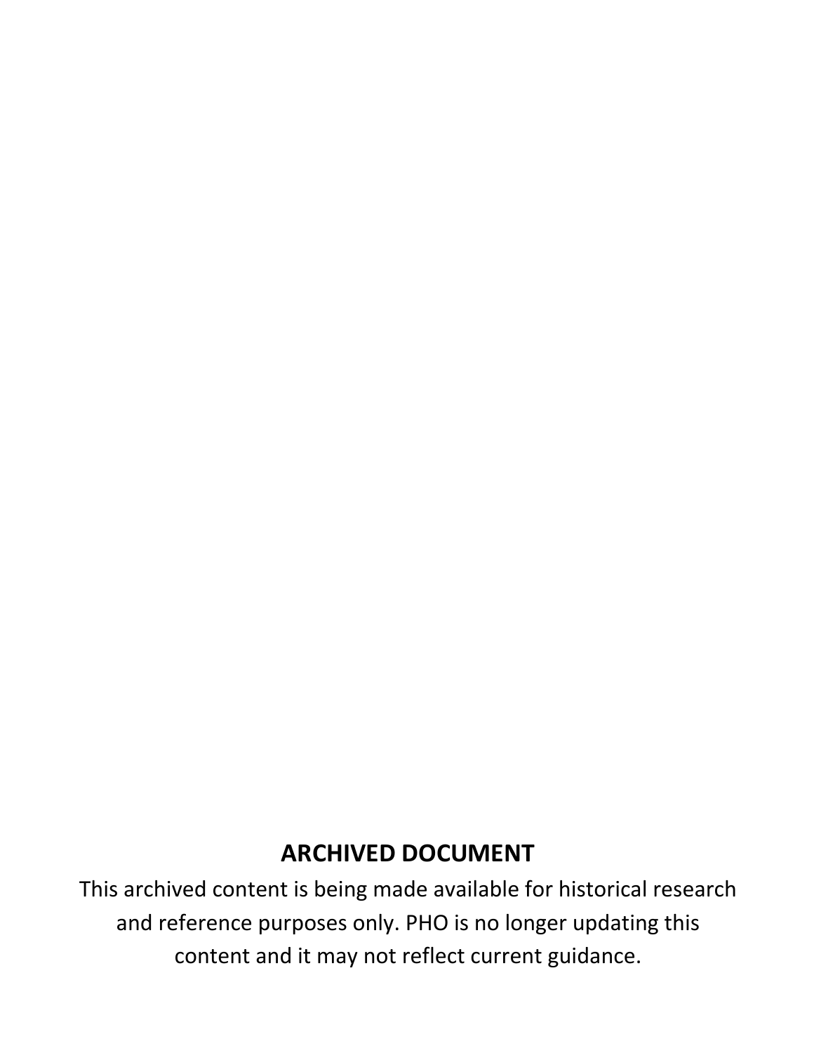**ARCHIVED DOCUMENT**

This archived content is being made available for historical research and reference purposes only. PHO is no longer updating this content and it may not reflect current guidance.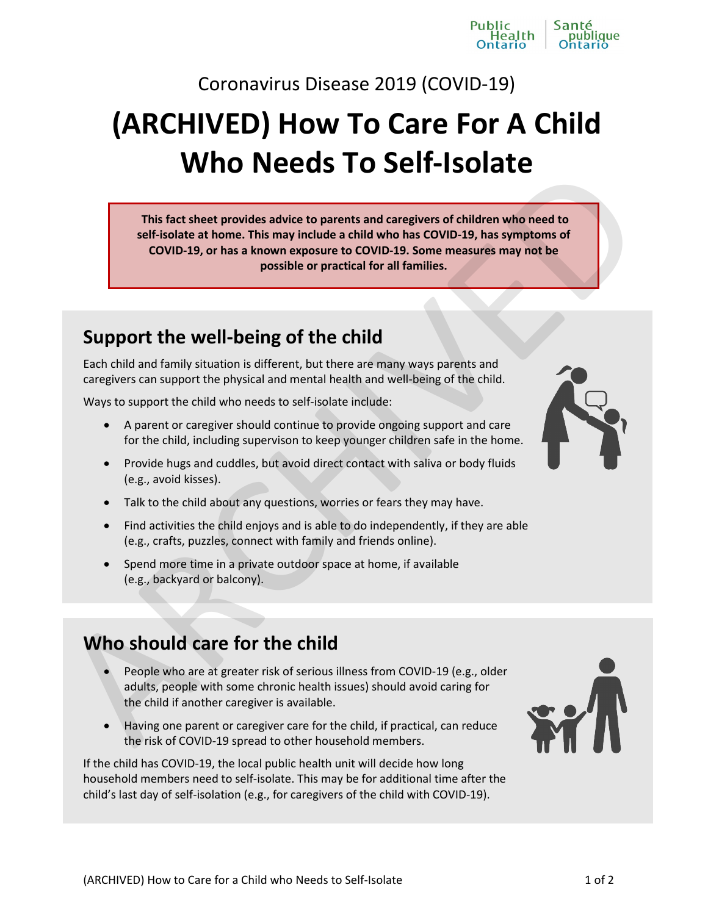Coronavirus Disease 2019 (COVID-19)

# (ARCHIVED) How To Care For A Child Who Needs To Self-Isolate

**This fact sheet provides advice to parents and caregivers of children who need to self-isolate at home. This may include a child who has COVID-19, has symptoms of COVID-19, or has a known exposure to COVID-19. Some measures may not be possible or practical for all families.**

## Support the well-being of the child

Each child and family situation is different, but there are many ways parents and caregivers can support the physical and mental health and well-being of the child.

Ways to support the child who needs to self-isolate include:

- A parent or caregiver should continue to provide ongoing support and care for the child, including supervison to keep younger children safe in the home.
- Provide hugs and cuddles, but avoid direct contact with saliva or body fluids (e.g., avoid kisses).
- Talk to the child about any questions, worries or fears they may have.
- Find activities the child enjoys and is able to do independently, if they are able (e.g., crafts, puzzles, connect with family and friends online).
- Spend more time in a private outdoor space at home, if available (e.g., backyard or balcony).

## Who should care for the child

- People who are at greater risk of serious illness from COVID-19 (e.g., older adults, people with some chronic health issues) should avoid caring for the child if another caregiver is available.
- Having one parent or caregiver care for the child, if practical, can reduce the risk of COVID-19 spread to other household members.

If the child has COVID-19, the local public health unit will decide how long household members need to self-isolate. This may be for additional time after the child's last day of self-isolation (e.g., for caregivers of the child with COVID-19).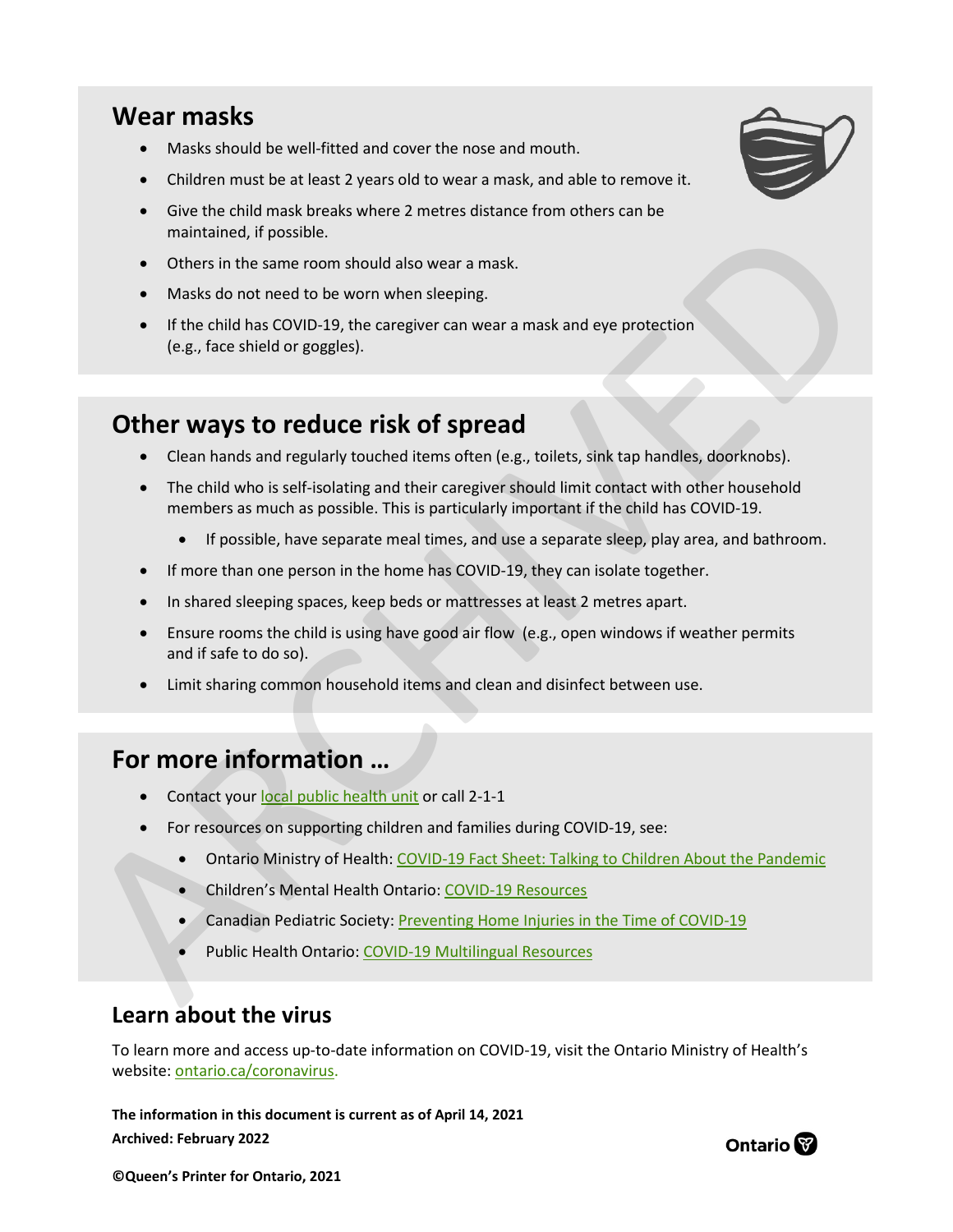## Wear masks

- Masks should be well-fitted and cover the nose and mouth.
- Children must be at least 2 years old to wear a mask, and able to remove it.
- Give the child mask breaks where 2 metres distance from others can be maintained, if possible.
- Others in the same room should also wear a mask.
- Masks do not need to be worn when sleeping.
- If the child has COVID-19, the caregiver can wear a mask and eye protection (e.g., face shield or goggles).

## Other ways to reduce risk of spread

- Clean hands and regularly touched items often (e.g., toilets, sink tap handles, doorknobs).
- The child who is self-isolating and their caregiver should limit contact with other household members as much as possible. This is particularly important if the child has COVID-19.
  - If possible, have separate meal times, and use a separate sleep, play area, and bathroom.
- If more than one person in the home has COVID-19, they can isolate together.
- In shared sleeping spaces, keep beds or mattresses at least 2 metres apart.
- Ensure rooms the child is using have good air flow (e.g., open windows if weather permits and if safe to do so).
- Limit sharing common household items and clean and disinfect between use.

## For more information …

- Contact your local public health unit or call 2-1-1
- For resources on supporting children and families during COVID-19, see:
  - Ontario Ministry of Health: COVID-19 Fact Sheet: Talking to Children About the Pandemic
  - Children's Mental Health Ontario: COVID-19 Resources
  - Canadian Pediatric Society: Preventing Home Injuries in the Time of COVID-19
  - Public Health Ontario: COVID-19 Multilingual Resources

## Learn about the virus

To learn more and access up-to-date information on COVID-19, visit the Ontario Ministry of Health's website: ontario.ca/coronavirus.

**The information in this document is current as of April 14, 2021**

**Archived: February 2022**

**©Queen's Printer for Ontario, 2021**